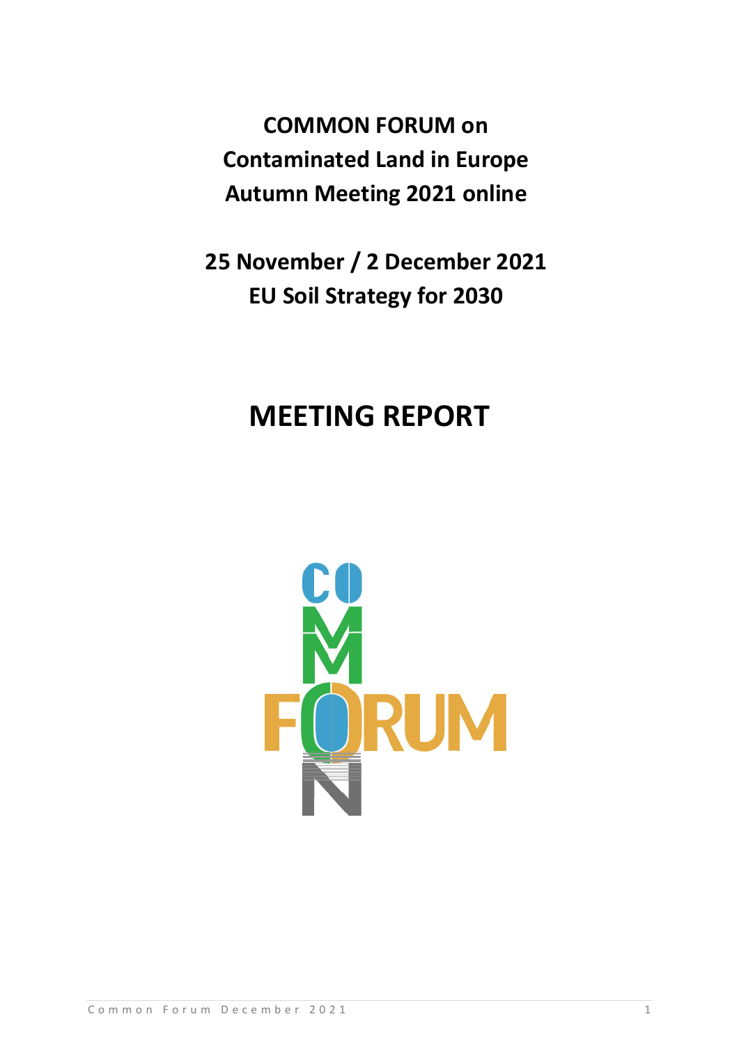# COMMON FORUM on Contaminated Land in Europe Autumn Meeting 2021 online

## 25 November / 2 December 2021 EU Soil Strategy for 2030

# MEETING REPORT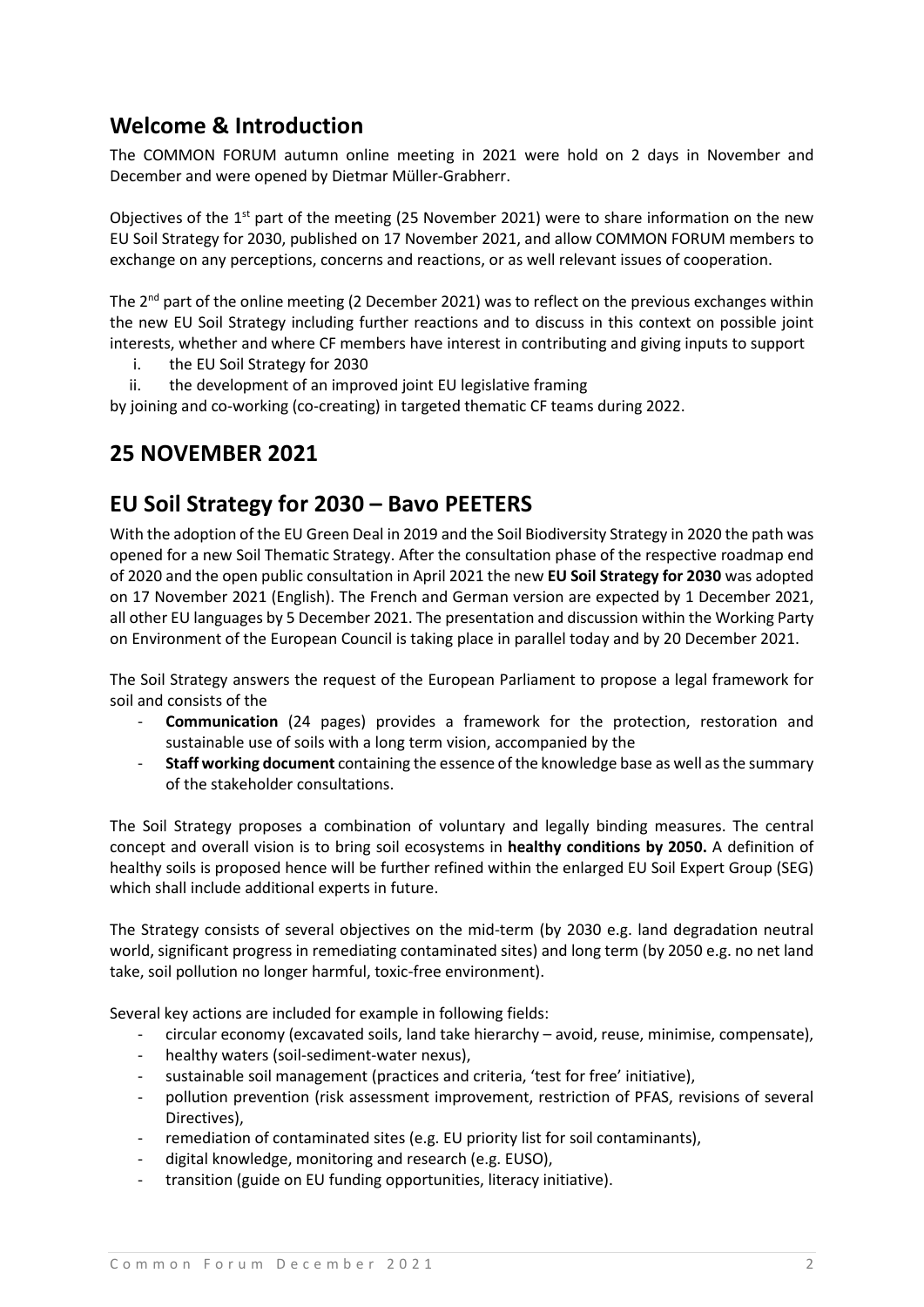## Welcome & Introduction

The COMMON FORUM autumn online meeting in 2021 were hold on 2 days in November and December and were opened by Dietmar Müller-Grabherr.

Objectives of the 1st part of the meeting (25 November 2021) were to share information on the new EU Soil Strategy for 2030, published on 17 November 2021, and allow COMMON FORUM members to exchange on any perceptions, concerns and reactions, or as well relevant issues of cooperation.

The 2nd part of the online meeting (2 December 2021) was to reflect on the previous exchanges within the new EU Soil Strategy including further reactions and to discuss in this context on possible joint interests, whether and where CF members have interest in contributing and giving inputs to support

i. the EU Soil Strategy for 2030
ii. the development of an improved joint EU legislative framing

by joining and co-working (co-creating) in targeted thematic CF teams during 2022.

## 25 NOVEMBER 2021

## EU Soil Strategy for 2030 – Bavo PEETERS

With the adoption of the EU Green Deal in 2019 and the Soil Biodiversity Strategy in 2020 the path was opened for a new Soil Thematic Strategy. After the consultation phase of the respective roadmap end of 2020 and the open public consultation in April 2021 the new **EU Soil Strategy for 2030** was adopted on 17 November 2021 (English). The French and German version are expected by 1 December 2021, all other EU languages by 5 December 2021. The presentation and discussion within the Working Party on Environment of the European Council is taking place in parallel today and by 20 December 2021.

The Soil Strategy answers the request of the European Parliament to propose a legal framework for soil and consists of the

- **Communication** (24 pages) provides a framework for the protection, restoration and sustainable use of soils with a long term vision, accompanied by the
- **Staff working document** containing the essence of the knowledge base as well as the summary of the stakeholder consultations.

The Soil Strategy proposes a combination of voluntary and legally binding measures. The central concept and overall vision is to bring soil ecosystems in **healthy conditions by 2050.** A definition of healthy soils is proposed hence will be further refined within the enlarged EU Soil Expert Group (SEG) which shall include additional experts in future.

The Strategy consists of several objectives on the mid-term (by 2030 e.g. land degradation neutral world, significant progress in remediating contaminated sites) and long term (by 2050 e.g. no net land take, soil pollution no longer harmful, toxic-free environment).

Several key actions are included for example in following fields:

- circular economy (excavated soils, land take hierarchy – avoid, reuse, minimise, compensate),
- healthy waters (soil-sediment-water nexus),
- sustainable soil management (practices and criteria, 'test for free' initiative),
- pollution prevention (risk assessment improvement, restriction of PFAS, revisions of several Directives),
- remediation of contaminated sites (e.g. EU priority list for soil contaminants),
- digital knowledge, monitoring and research (e.g. EUSO),
- transition (guide on EU funding opportunities, literacy initiative).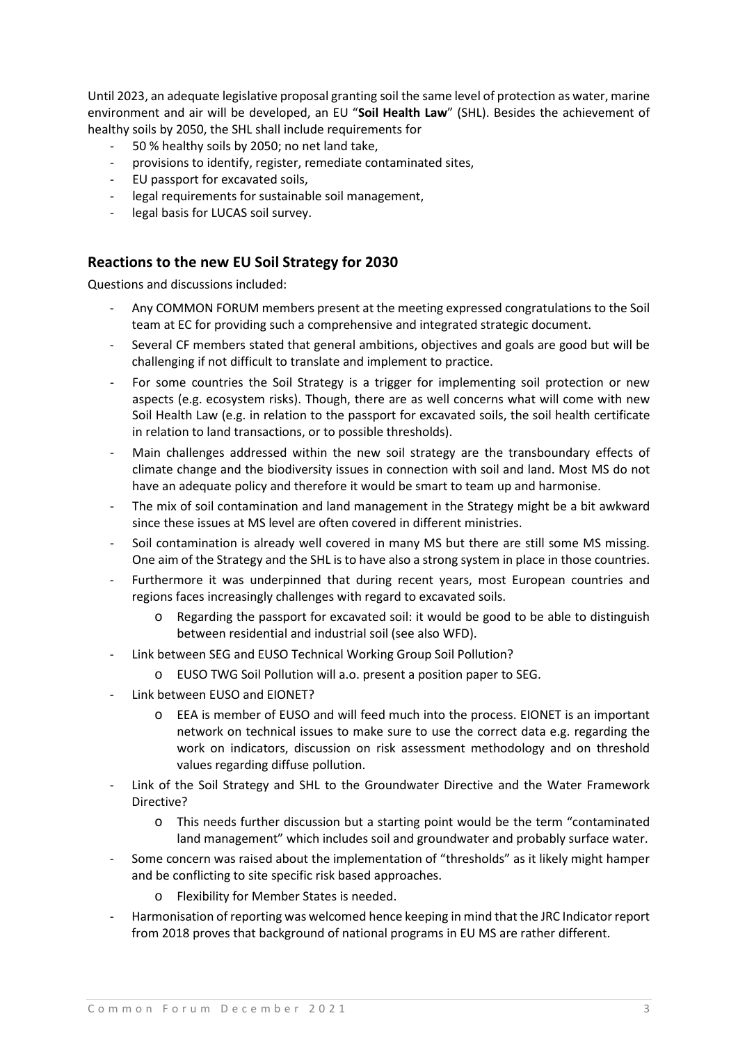Until 2023, an adequate legislative proposal granting soil the same level of protection as water, marine environment and air will be developed, an EU "**Soil Health Law**" (SHL). Besides the achievement of healthy soils by 2050, the SHL shall include requirements for

- 50 % healthy soils by 2050; no net land take,
- provisions to identify, register, remediate contaminated sites,
- EU passport for excavated soils,
- legal requirements for sustainable soil management,
- legal basis for LUCAS soil survey.

## Reactions to the new EU Soil Strategy for 2030

Questions and discussions included:

- Any COMMON FORUM members present at the meeting expressed congratulations to the Soil team at EC for providing such a comprehensive and integrated strategic document.
- Several CF members stated that general ambitions, objectives and goals are good but will be challenging if not difficult to translate and implement to practice.
- For some countries the Soil Strategy is a trigger for implementing soil protection or new aspects (e.g. ecosystem risks). Though, there are as well concerns what will come with new Soil Health Law (e.g. in relation to the passport for excavated soils, the soil health certificate in relation to land transactions, or to possible thresholds).
- Main challenges addressed within the new soil strategy are the transboundary effects of climate change and the biodiversity issues in connection with soil and land. Most MS do not have an adequate policy and therefore it would be smart to team up and harmonise.
- The mix of soil contamination and land management in the Strategy might be a bit awkward since these issues at MS level are often covered in different ministries.
- Soil contamination is already well covered in many MS but there are still some MS missing. One aim of the Strategy and the SHL is to have also a strong system in place in those countries.
- Furthermore it was underpinned that during recent years, most European countries and regions faces increasingly challenges with regard to excavated soils.
    - Regarding the passport for excavated soil: it would be good to be able to distinguish between residential and industrial soil (see also WFD).
- Link between SEG and EUSO Technical Working Group Soil Pollution?
    - EUSO TWG Soil Pollution will a.o. present a position paper to SEG.
- Link between EUSO and EIONET?
    - EEA is member of EUSO and will feed much into the process. EIONET is an important network on technical issues to make sure to use the correct data e.g. regarding the work on indicators, discussion on risk assessment methodology and on threshold values regarding diffuse pollution.
- Link of the Soil Strategy and SHL to the Groundwater Directive and the Water Framework Directive?
    - This needs further discussion but a starting point would be the term "contaminated land management" which includes soil and groundwater and probably surface water.
- Some concern was raised about the implementation of "thresholds" as it likely might hamper and be conflicting to site specific risk based approaches.
    - Flexibility for Member States is needed.
- Harmonisation of reporting was welcomed hence keeping in mind that the JRC Indicator report from 2018 proves that background of national programs in EU MS are rather different.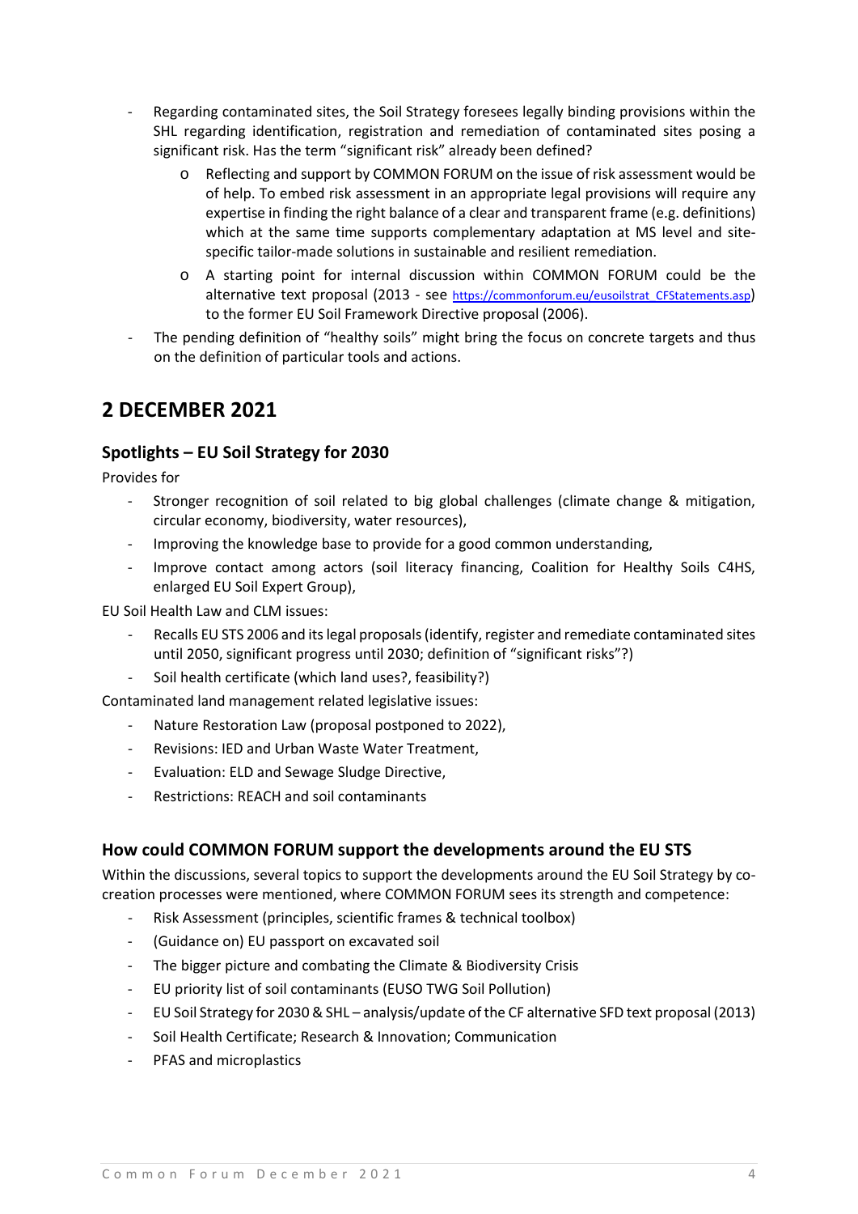- Regarding contaminated sites, the Soil Strategy foresees legally binding provisions within the SHL regarding identification, registration and remediation of contaminated sites posing a significant risk. Has the term "significant risk" already been defined?
    - Reflecting and support by COMMON FORUM on the issue of risk assessment would be of help. To embed risk assessment in an appropriate legal provisions will require any expertise in finding the right balance of a clear and transparent frame (e.g. definitions) which at the same time supports complementary adaptation at MS level and site-specific tailor-made solutions in sustainable and resilient remediation.
    - A starting point for internal discussion within COMMON FORUM could be the alternative text proposal (2013 - see https://commonforum.eu/eusoilstrat_CFStatements.asp) to the former EU Soil Framework Directive proposal (2006).
- The pending definition of "healthy soils" might bring the focus on concrete targets and thus on the definition of particular tools and actions.

# 2 DECEMBER 2021

## Spotlights – EU Soil Strategy for 2030

Provides for

- Stronger recognition of soil related to big global challenges (climate change & mitigation, circular economy, biodiversity, water resources),
- Improving the knowledge base to provide for a good common understanding,
- Improve contact among actors (soil literacy financing, Coalition for Healthy Soils C4HS, enlarged EU Soil Expert Group),

EU Soil Health Law and CLM issues:

- Recalls EU STS 2006 and its legal proposals (identify, register and remediate contaminated sites until 2050, significant progress until 2030; definition of "significant risks"?)
- Soil health certificate (which land uses?, feasibility?)

Contaminated land management related legislative issues:

- Nature Restoration Law (proposal postponed to 2022),
- Revisions: IED and Urban Waste Water Treatment,
- Evaluation: ELD and Sewage Sludge Directive,
- Restrictions: REACH and soil contaminants

## How could COMMON FORUM support the developments around the EU STS

Within the discussions, several topics to support the developments around the EU Soil Strategy by co-creation processes were mentioned, where COMMON FORUM sees its strength and competence:

- Risk Assessment (principles, scientific frames & technical toolbox)
- (Guidance on) EU passport on excavated soil
- The bigger picture and combating the Climate & Biodiversity Crisis
- EU priority list of soil contaminants (EUSO TWG Soil Pollution)
- EU Soil Strategy for 2030 & SHL – analysis/update of the CF alternative SFD text proposal (2013)
- Soil Health Certificate; Research & Innovation; Communication
- PFAS and microplastics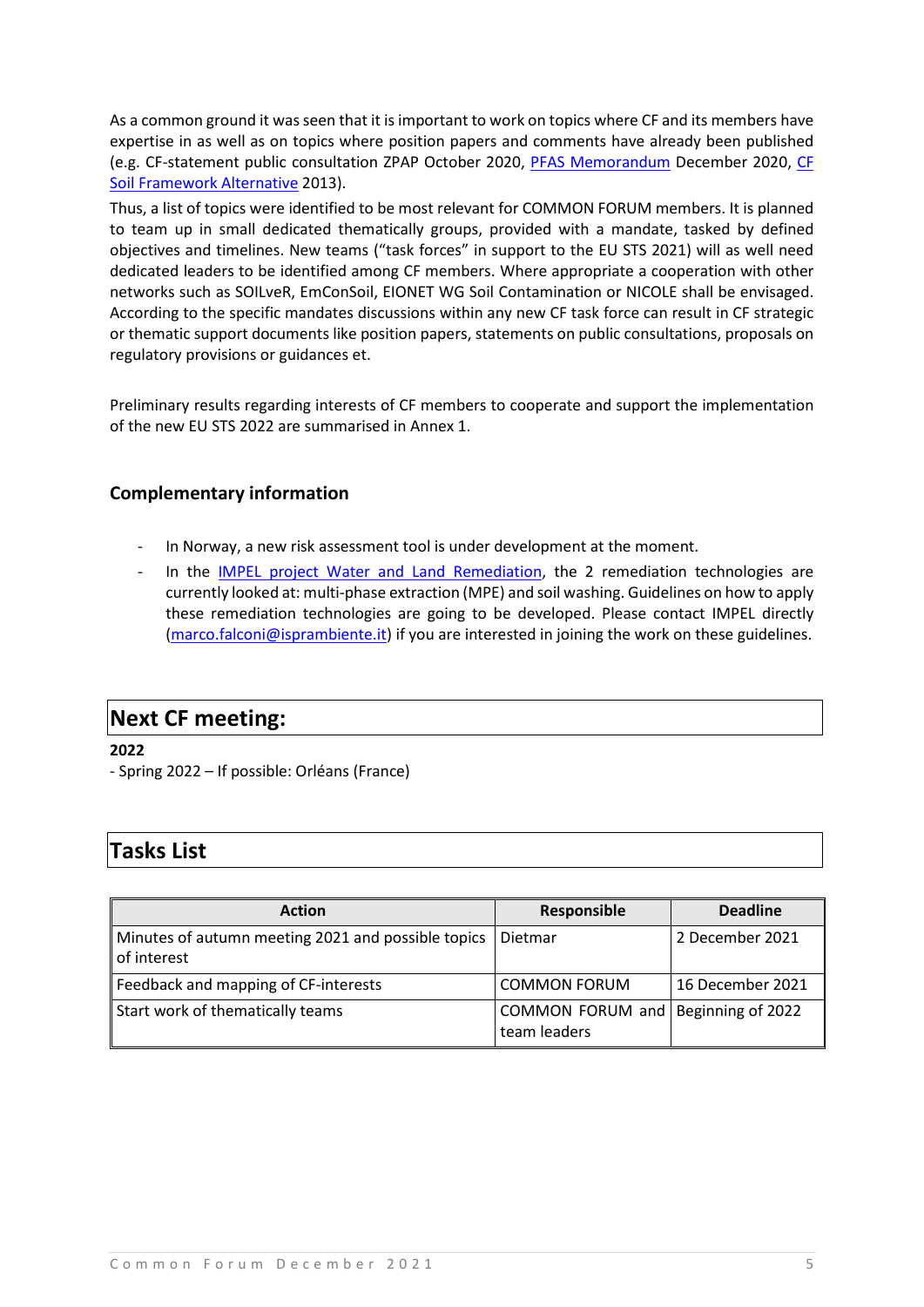As a common ground it was seen that it is important to work on topics where CF and its members have expertise in as well as on topics where position papers and comments have already been published (e.g. CF-statement public consultation ZPAP October 2020, PFAS Memorandum December 2020, CF Soil Framework Alternative 2013).

Thus, a list of topics were identified to be most relevant for COMMON FORUM members. It is planned to team up in small dedicated thematically groups, provided with a mandate, tasked by defined objectives and timelines. New teams ("task forces" in support to the EU STS 2021) will as well need dedicated leaders to be identified among CF members. Where appropriate a cooperation with other networks such as SOILveR, EmConSoil, EIONET WG Soil Contamination or NICOLE shall be envisaged. According to the specific mandates discussions within any new CF task force can result in CF strategic or thematic support documents like position papers, statements on public consultations, proposals on regulatory provisions or guidances et.

Preliminary results regarding interests of CF members to cooperate and support the implementation of the new EU STS 2022 are summarised in Annex 1.

### Complementary information

- In Norway, a new risk assessment tool is under development at the moment.
- In the IMPEL project Water and Land Remediation, the 2 remediation technologies are currently looked at: multi-phase extraction (MPE) and soil washing. Guidelines on how to apply these remediation technologies are going to be developed. Please contact IMPEL directly (marco.falconi@isprambiente.it) if you are interested in joining the work on these guidelines.

## Next CF meeting:

**2022**

- Spring 2022 – If possible: Orléans (France)

## Tasks List

| Action | Responsible | Deadline |
|---|---|---|
| Minutes of autumn meeting 2021 and possible topics of interest | Dietmar | 2 December 2021 |
| Feedback and mapping of CF-interests | COMMON FORUM | 16 December 2021 |
| Start work of thematically teams | COMMON FORUM and team leaders | Beginning of 2022 |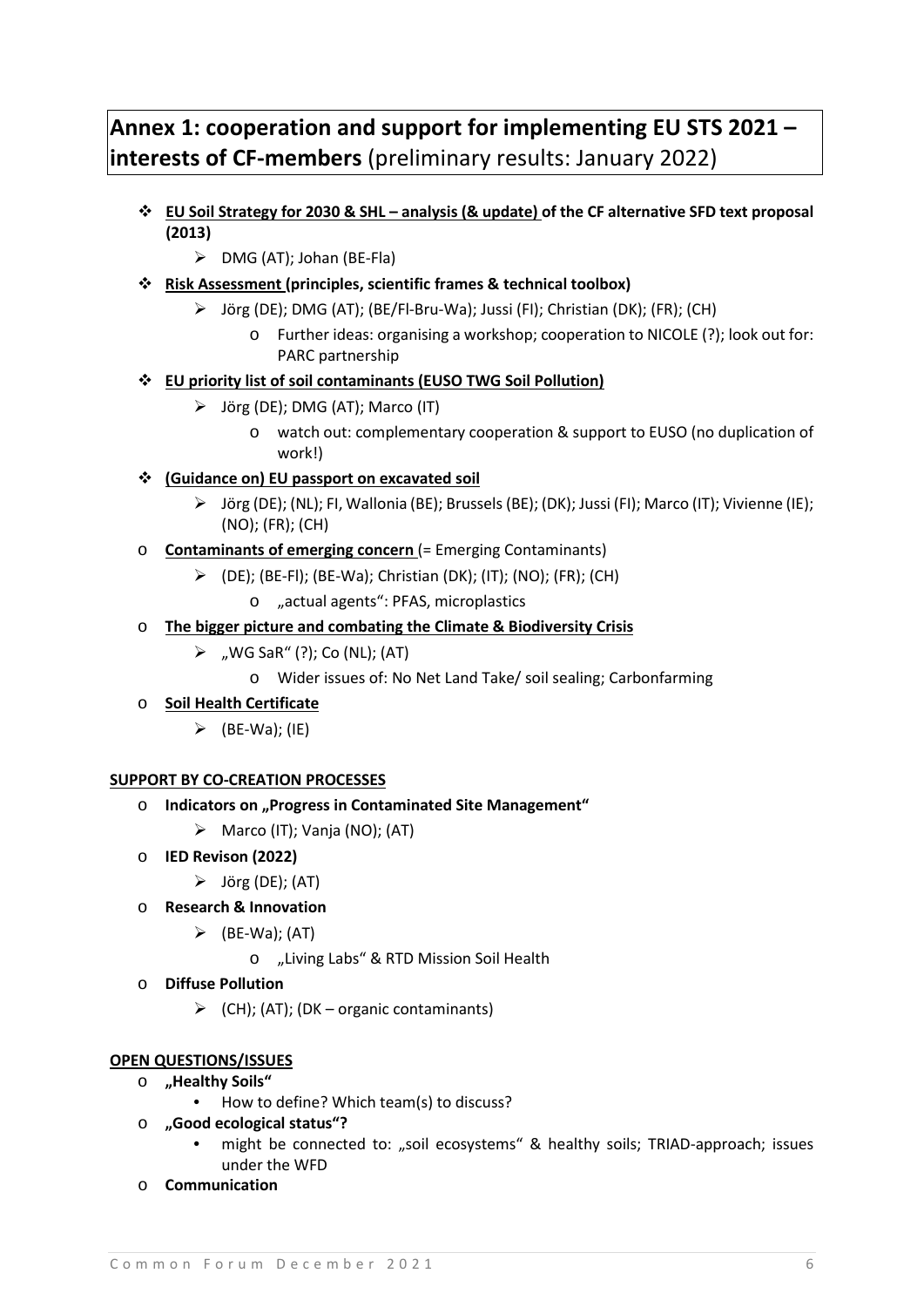# Annex 1: cooperation and support for implementing EU STS 2021 – interests of CF-members (preliminary results: January 2022)

- **EU Soil Strategy for 2030 & SHL – analysis (& update) of the CF alternative SFD text proposal (2013)**
  - DMG (AT); Johan (BE-Fla)
- **Risk Assessment (principles, scientific frames & technical toolbox)**
  - Jörg (DE); DMG (AT); (BE/Fl-Bru-Wa); Jussi (FI); Christian (DK); (FR); (CH)
    - Further ideas: organising a workshop; cooperation to NICOLE (?); look out for: PARC partnership
- **EU priority list of soil contaminants (EUSO TWG Soil Pollution)**
  - Jörg (DE); DMG (AT); Marco (IT)
    - watch out: complementary cooperation & support to EUSO (no duplication of work!)
- **(Guidance on) EU passport on excavated soil**
  - Jörg (DE); (NL); FI, Wallonia (BE); Brussels (BE); (DK); Jussi (FI); Marco (IT); Vivienne (IE); (NO); (FR); (CH)
- **Contaminants of emerging concern** (= Emerging Contaminants)
  - (DE); (BE-Fl); (BE-Wa); Christian (DK); (IT); (NO); (FR); (CH)
    - „actual agents": PFAS, microplastics
- **The bigger picture and combating the Climate & Biodiversity Crisis**
  - „WG SaR" (?); Co (NL); (AT)
    - Wider issues of: No Net Land Take/ soil sealing; Carbonfarming
- **Soil Health Certificate**
  - (BE-Wa); (IE)

**SUPPORT BY CO-CREATION PROCESSES**

- **Indicators on „Progress in Contaminated Site Management"**
  - Marco (IT); Vanja (NO); (AT)
- **IED Revison (2022)**
  - Jörg (DE); (AT)
- **Research & Innovation**
  - (BE-Wa); (AT)
    - „Living Labs" & RTD Mission Soil Health
- **Diffuse Pollution**
  - (CH); (AT); (DK – organic contaminants)

**OPEN QUESTIONS/ISSUES**

- **„Healthy Soils"**
  - How to define? Which team(s) to discuss?
- **„Good ecological status"?**
  - might be connected to: „soil ecosystems" & healthy soils; TRIAD-approach; issues under the WFD
- **Communication**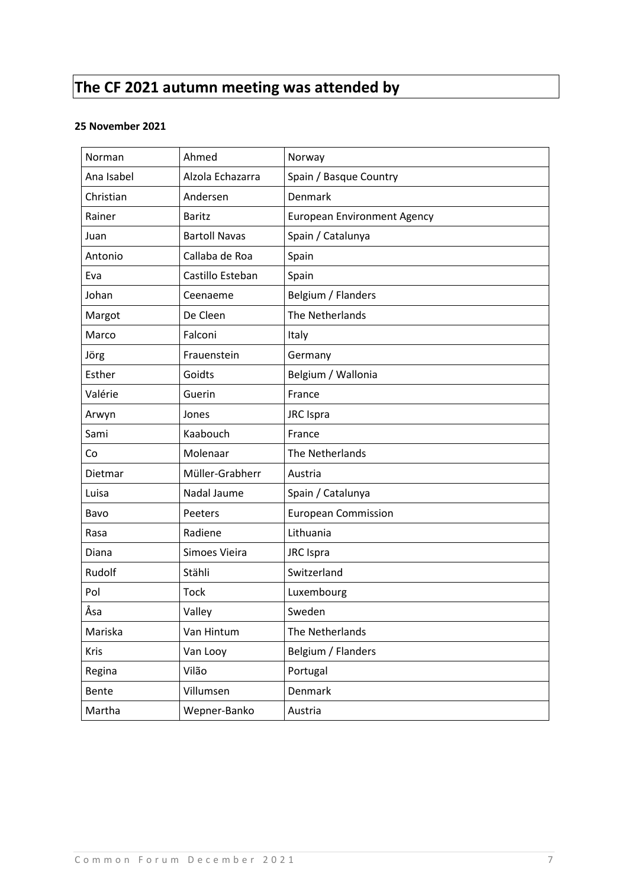# The CF 2021 autumn meeting was attended by

**25 November 2021**

| | | |
|---|---|---|
| Norman | Ahmed | Norway |
| Ana Isabel | Alzola Echazarra | Spain / Basque Country |
| Christian | Andersen | Denmark |
| Rainer | Baritz | European Environment Agency |
| Juan | Bartoll Navas | Spain / Catalunya |
| Antonio | Callaba de Roa | Spain |
| Eva | Castillo Esteban | Spain |
| Johan | Ceenaeme | Belgium / Flanders |
| Margot | De Cleen | The Netherlands |
| Marco | Falconi | Italy |
| Jörg | Frauenstein | Germany |
| Esther | Goidts | Belgium / Wallonia |
| Valérie | Guerin | France |
| Arwyn | Jones | JRC Ispra |
| Sami | Kaabouch | France |
| Co | Molenaar | The Netherlands |
| Dietmar | Müller-Grabherr | Austria |
| Luisa | Nadal Jaume | Spain / Catalunya |
| Bavo | Peeters | European Commission |
| Rasa | Radiene | Lithuania |
| Diana | Simoes Vieira | JRC Ispra |
| Rudolf | Stähli | Switzerland |
| Pol | Tock | Luxembourg |
| Åsa | Valley | Sweden |
| Mariska | Van Hintum | The Netherlands |
| Kris | Van Looy | Belgium / Flanders |
| Regina | Vilão | Portugal |
| Bente | Villumsen | Denmark |
| Martha | Wepner-Banko | Austria |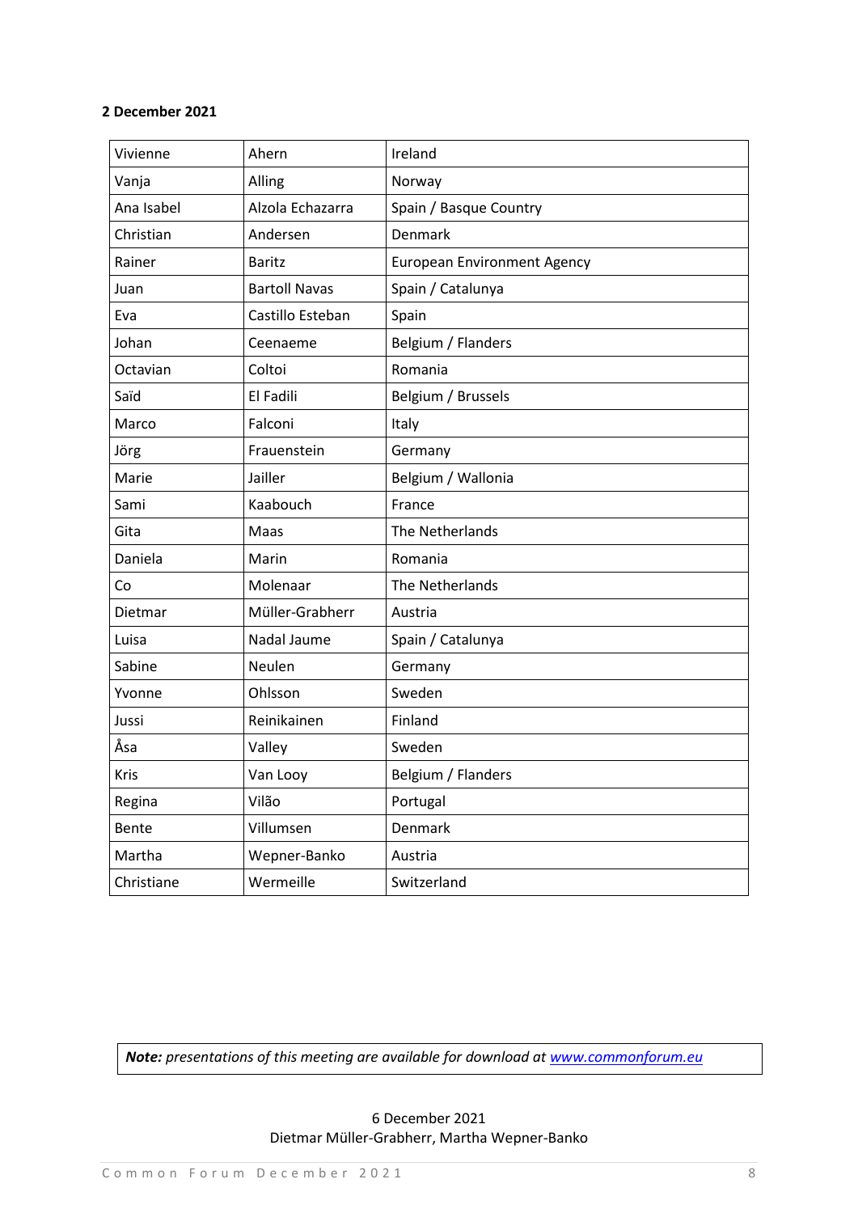**2 December 2021**

| | | |
|---|---|---|
| Vivienne | Ahern | Ireland |
| Vanja | Alling | Norway |
| Ana Isabel | Alzola Echazarra | Spain / Basque Country |
| Christian | Andersen | Denmark |
| Rainer | Baritz | European Environment Agency |
| Juan | Bartoll Navas | Spain / Catalunya |
| Eva | Castillo Esteban | Spain |
| Johan | Ceenaeme | Belgium / Flanders |
| Octavian | Coltoi | Romania |
| Saïd | El Fadili | Belgium / Brussels |
| Marco | Falconi | Italy |
| Jörg | Frauenstein | Germany |
| Marie | Jailler | Belgium / Wallonia |
| Sami | Kaabouch | France |
| Gita | Maas | The Netherlands |
| Daniela | Marin | Romania |
| Co | Molenaar | The Netherlands |
| Dietmar | Müller-Grabherr | Austria |
| Luisa | Nadal Jaume | Spain / Catalunya |
| Sabine | Neulen | Germany |
| Yvonne | Ohlsson | Sweden |
| Jussi | Reinikainen | Finland |
| Åsa | Valley | Sweden |
| Kris | Van Looy | Belgium / Flanders |
| Regina | Vilão | Portugal |
| Bente | Villumsen | Denmark |
| Martha | Wepner-Banko | Austria |
| Christiane | Wermeille | Switzerland |

***Note:*** *presentations of this meeting are available for download at [www.commonforum.eu](http://www.commonforum.eu)*

6 December 2021
Dietmar Müller-Grabherr, Martha Wepner-Banko